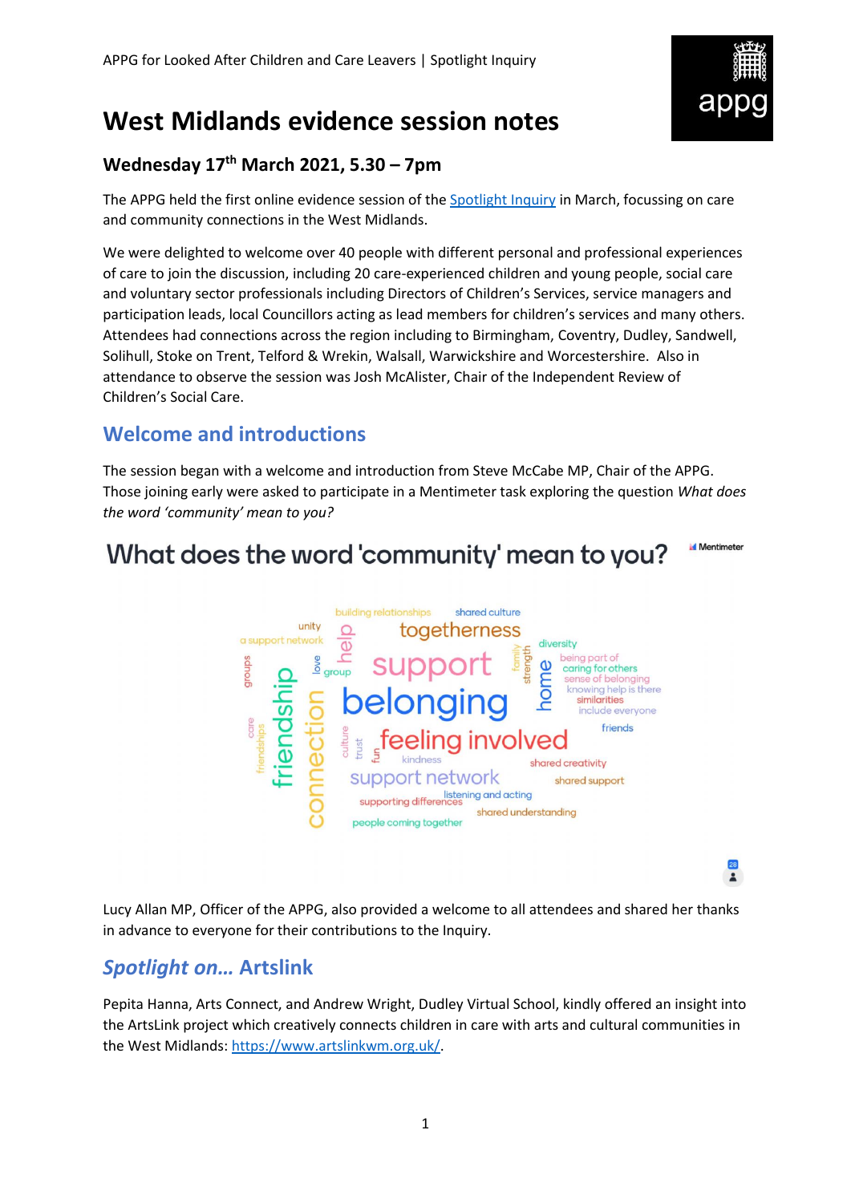# West Midlands evidence session notes

## Wednesday 17th March 2021, 5.30 – 7pm

The APPG held the first online evidence session of the Spotlight Inquiry in March, focussing on care and community connections in the West Midlands.

We were delighted to welcome over 40 people with different personal and professional experiences of care to join the discussion, including 20 care-experienced children and young people, social care and voluntary sector professionals including Directors of Children's Services, service managers and participation leads, local Councillors acting as lead members for children's services and many others. Attendees had connections across the region including to Birmingham, Coventry, Dudley, Sandwell, Solihull, Stoke on Trent, Telford & Wrekin, Walsall, Warwickshire and Worcestershire. Also in attendance to observe the session was Josh McAlister, Chair of the Independent Review of Children's Social Care.

## Welcome and introductions

The session began with a welcome and introduction from Steve McCabe MP, Chair of the APPG. Those joining early were asked to participate in a Mentimeter task exploring the question *What does the word 'community' mean to you?*

**What does the word 'community' mean to you?**

belonging, support, feeling involved, togetherness, friendship, connection, support network, home, help, building relationships, shared culture, unity, a support network, diversity, being part of, caring for others, sense of belonging, knowing help is there, similarities, include everyone, friends, groups, love, group, family, strength, care, friendships, culture, trust, fun, kindness, shared creativity, shared support, supporting differences, listening and acting, shared understanding, people coming together

Lucy Allan MP, Officer of the APPG, also provided a welcome to all attendees and shared her thanks in advance to everyone for their contributions to the Inquiry.

## *Spotlight on...* Artslink

Pepita Hanna, Arts Connect, and Andrew Wright, Dudley Virtual School, kindly offered an insight into the ArtsLink project which creatively connects children in care with arts and cultural communities in the West Midlands: https://www.artslinkwm.org.uk/.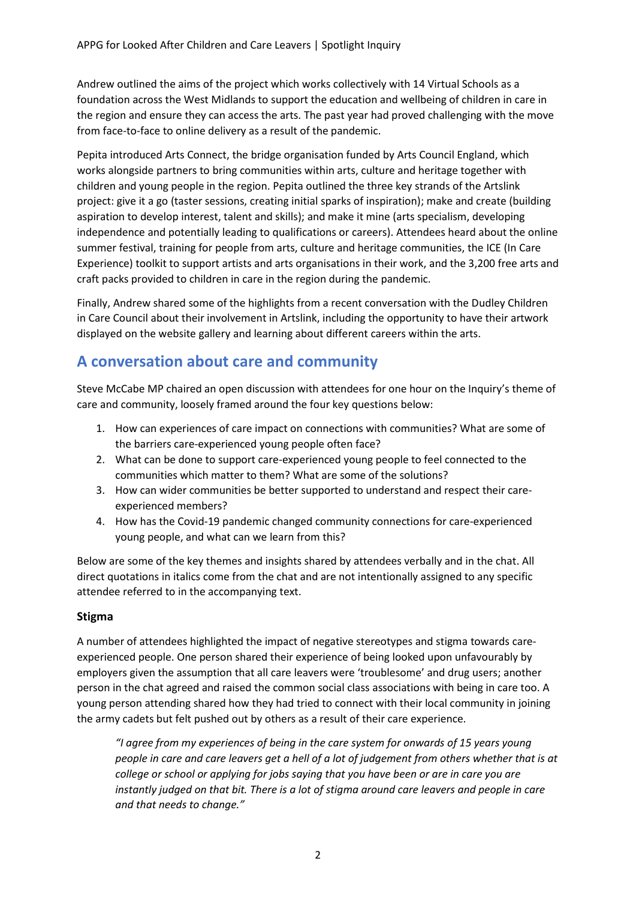Andrew outlined the aims of the project which works collectively with 14 Virtual Schools as a foundation across the West Midlands to support the education and wellbeing of children in care in the region and ensure they can access the arts. The past year had proved challenging with the move from face-to-face to online delivery as a result of the pandemic.

Pepita introduced Arts Connect, the bridge organisation funded by Arts Council England, which works alongside partners to bring communities within arts, culture and heritage together with children and young people in the region. Pepita outlined the three key strands of the Artslink project: give it a go (taster sessions, creating initial sparks of inspiration); make and create (building aspiration to develop interest, talent and skills); and make it mine (arts specialism, developing independence and potentially leading to qualifications or careers). Attendees heard about the online summer festival, training for people from arts, culture and heritage communities, the ICE (In Care Experience) toolkit to support artists and arts organisations in their work, and the 3,200 free arts and craft packs provided to children in care in the region during the pandemic.

Finally, Andrew shared some of the highlights from a recent conversation with the Dudley Children in Care Council about their involvement in Artslink, including the opportunity to have their artwork displayed on the website gallery and learning about different careers within the arts.

## A conversation about care and community

Steve McCabe MP chaired an open discussion with attendees for one hour on the Inquiry's theme of care and community, loosely framed around the four key questions below:

1. How can experiences of care impact on connections with communities? What are some of the barriers care-experienced young people often face?
2. What can be done to support care-experienced young people to feel connected to the communities which matter to them? What are some of the solutions?
3. How can wider communities be better supported to understand and respect their care-experienced members?
4. How has the Covid-19 pandemic changed community connections for care-experienced young people, and what can we learn from this?

Below are some of the key themes and insights shared by attendees verbally and in the chat. All direct quotations in italics come from the chat and are not intentionally assigned to any specific attendee referred to in the accompanying text.

### Stigma

A number of attendees highlighted the impact of negative stereotypes and stigma towards care-experienced people. One person shared their experience of being looked upon unfavourably by employers given the assumption that all care leavers were 'troublesome' and drug users; another person in the chat agreed and raised the common social class associations with being in care too. A young person attending shared how they had tried to connect with their local community in joining the army cadets but felt pushed out by others as a result of their care experience.

> *"I agree from my experiences of being in the care system for onwards of 15 years young people in care and care leavers get a hell of a lot of judgement from others whether that is at college or school or applying for jobs saying that you have been or are in care you are instantly judged on that bit. There is a lot of stigma around care leavers and people in care and that needs to change."*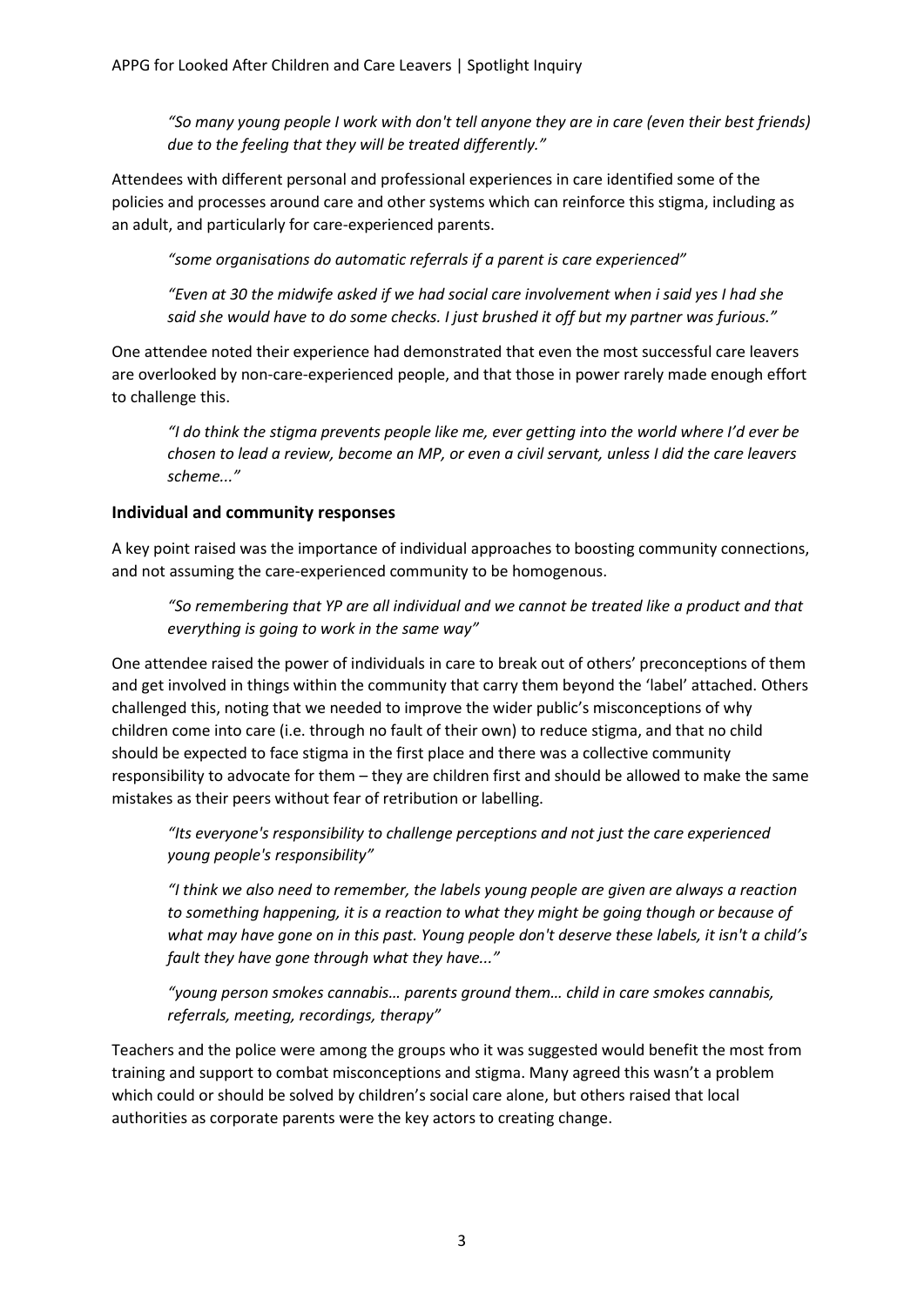*"So many young people I work with don't tell anyone they are in care (even their best friends) due to the feeling that they will be treated differently."*

Attendees with different personal and professional experiences in care identified some of the policies and processes around care and other systems which can reinforce this stigma, including as an adult, and particularly for care-experienced parents.

*"some organisations do automatic referrals if a parent is care experienced"*

*"Even at 30 the midwife asked if we had social care involvement when i said yes I had she said she would have to do some checks. I just brushed it off but my partner was furious."*

One attendee noted their experience had demonstrated that even the most successful care leavers are overlooked by non-care-experienced people, and that those in power rarely made enough effort to challenge this.

*"I do think the stigma prevents people like me, ever getting into the world where I'd ever be chosen to lead a review, become an MP, or even a civil servant, unless I did the care leavers scheme..."*

### Individual and community responses

A key point raised was the importance of individual approaches to boosting community connections, and not assuming the care-experienced community to be homogenous.

*"So remembering that YP are all individual and we cannot be treated like a product and that everything is going to work in the same way"*

One attendee raised the power of individuals in care to break out of others' preconceptions of them and get involved in things within the community that carry them beyond the 'label' attached. Others challenged this, noting that we needed to improve the wider public's misconceptions of why children come into care (i.e. through no fault of their own) to reduce stigma, and that no child should be expected to face stigma in the first place and there was a collective community responsibility to advocate for them – they are children first and should be allowed to make the same mistakes as their peers without fear of retribution or labelling.

*"Its everyone's responsibility to challenge perceptions and not just the care experienced young people's responsibility"*

*"I think we also need to remember, the labels young people are given are always a reaction to something happening, it is a reaction to what they might be going though or because of what may have gone on in this past. Young people don't deserve these labels, it isn't a child's fault they have gone through what they have..."*

*"young person smokes cannabis… parents ground them… child in care smokes cannabis, referrals, meeting, recordings, therapy"*

Teachers and the police were among the groups who it was suggested would benefit the most from training and support to combat misconceptions and stigma. Many agreed this wasn't a problem which could or should be solved by children's social care alone, but others raised that local authorities as corporate parents were the key actors to creating change.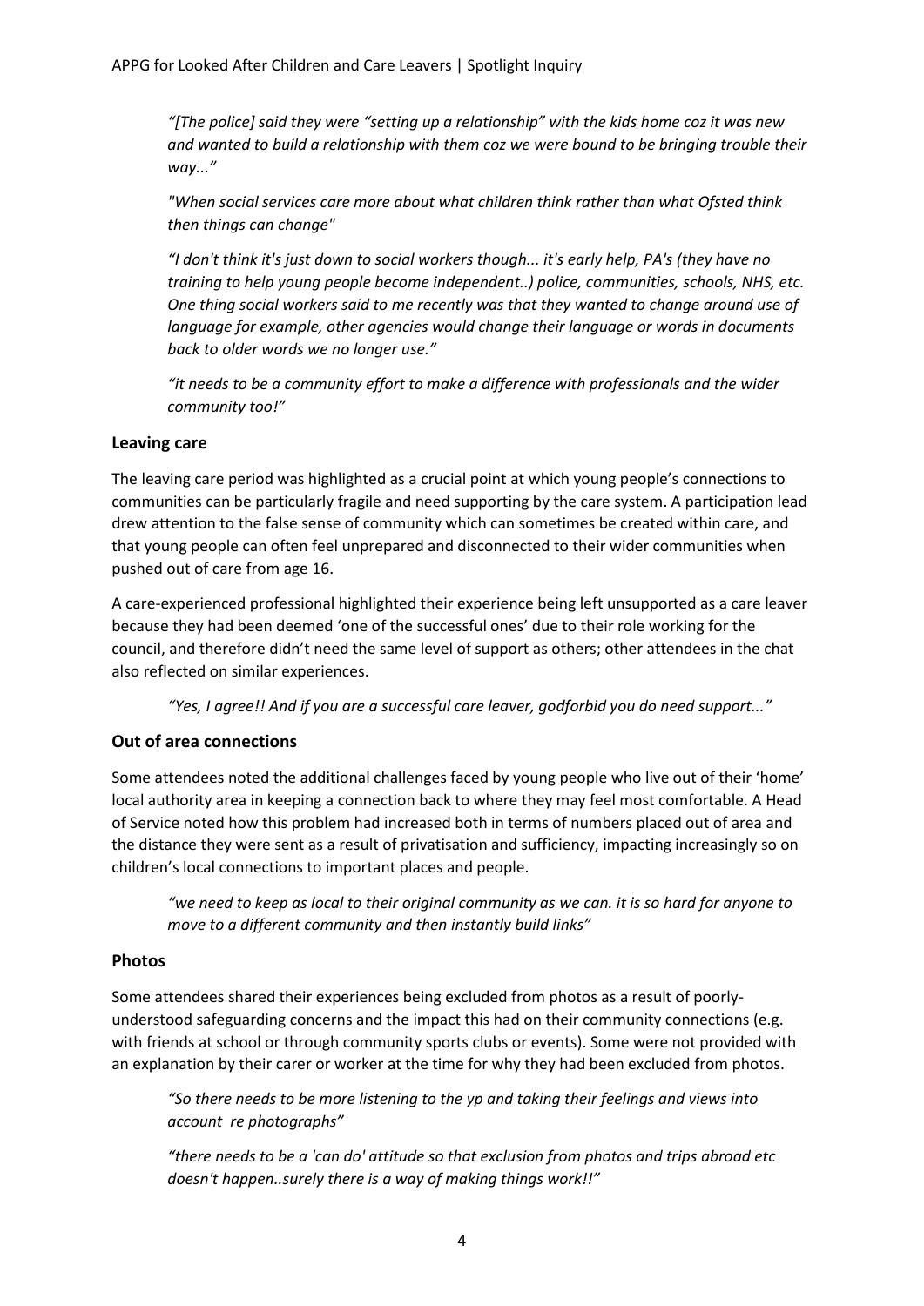*"[The police] said they were "setting up a relationship" with the kids home coz it was new and wanted to build a relationship with them coz we were bound to be bringing trouble their way..."*

*"When social services care more about what children think rather than what Ofsted think then things can change"*

*"I don't think it's just down to social workers though... it's early help, PA's (they have no training to help young people become independent..) police, communities, schools, NHS, etc. One thing social workers said to me recently was that they wanted to change around use of language for example, other agencies would change their language or words in documents back to older words we no longer use."*

*"it needs to be a community effort to make a difference with professionals and the wider community too!"*

### Leaving care

The leaving care period was highlighted as a crucial point at which young people's connections to communities can be particularly fragile and need supporting by the care system. A participation lead drew attention to the false sense of community which can sometimes be created within care, and that young people can often feel unprepared and disconnected to their wider communities when pushed out of care from age 16.

A care-experienced professional highlighted their experience being left unsupported as a care leaver because they had been deemed 'one of the successful ones' due to their role working for the council, and therefore didn't need the same level of support as others; other attendees in the chat also reflected on similar experiences.

*"Yes, I agree!! And if you are a successful care leaver, godforbid you do need support..."*

### Out of area connections

Some attendees noted the additional challenges faced by young people who live out of their 'home' local authority area in keeping a connection back to where they may feel most comfortable. A Head of Service noted how this problem had increased both in terms of numbers placed out of area and the distance they were sent as a result of privatisation and sufficiency, impacting increasingly so on children's local connections to important places and people.

*"we need to keep as local to their original community as we can. it is so hard for anyone to move to a different community and then instantly build links"*

### Photos

Some attendees shared their experiences being excluded from photos as a result of poorly-understood safeguarding concerns and the impact this had on their community connections (e.g. with friends at school or through community sports clubs or events). Some were not provided with an explanation by their carer or worker at the time for why they had been excluded from photos.

*"So there needs to be more listening to the yp and taking their feelings and views into account re photographs"*

*"there needs to be a 'can do' attitude so that exclusion from photos and trips abroad etc doesn't happen..surely there is a way of making things work!!"*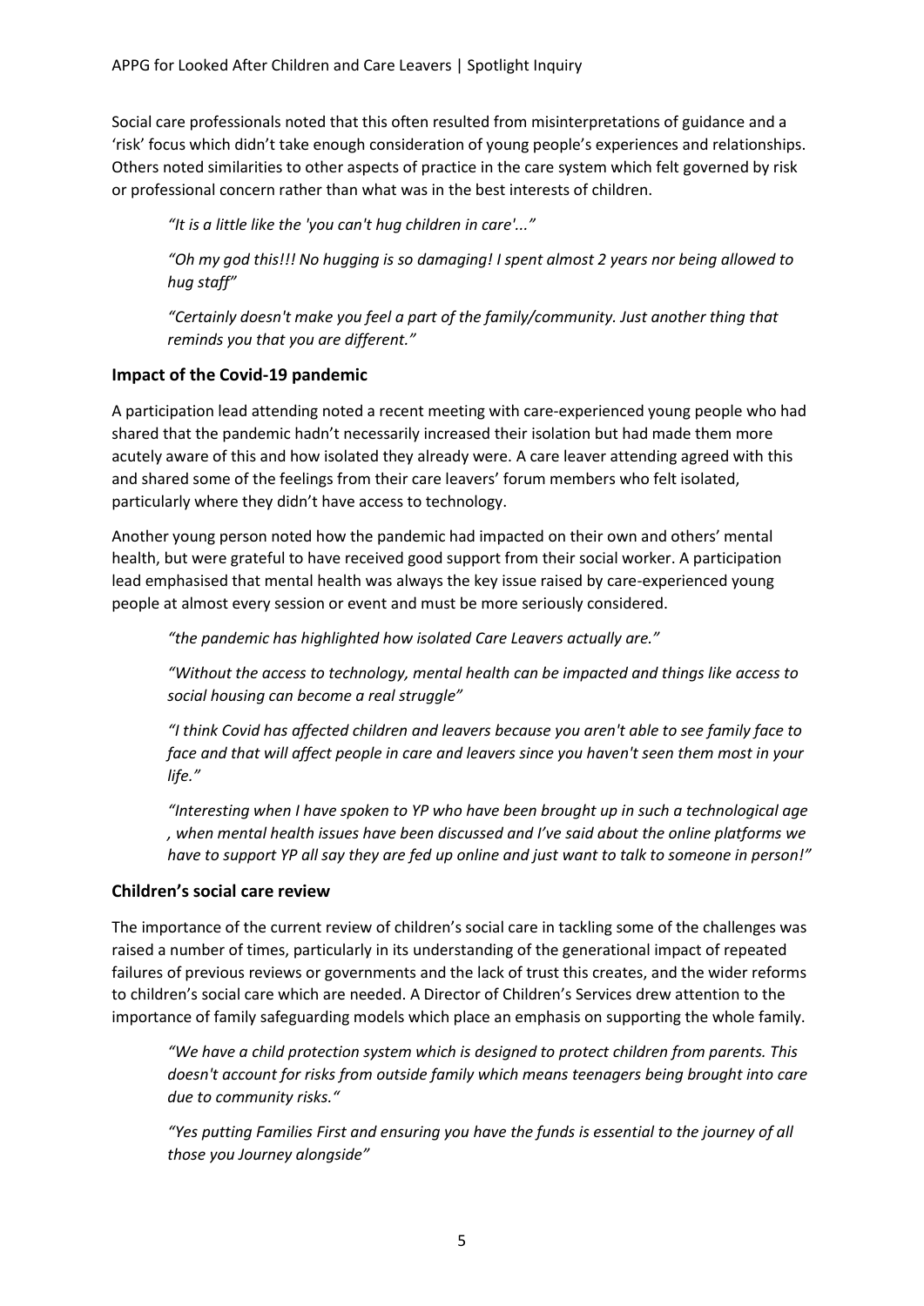Social care professionals noted that this often resulted from misinterpretations of guidance and a 'risk' focus which didn't take enough consideration of young people's experiences and relationships. Others noted similarities to other aspects of practice in the care system which felt governed by risk or professional concern rather than what was in the best interests of children.

> *"It is a little like the 'you can't hug children in care'..."*
>
> *"Oh my god this!!! No hugging is so damaging! I spent almost 2 years nor being allowed to hug staff"*
>
> *"Certainly doesn't make you feel a part of the family/community. Just another thing that reminds you that you are different."*

### Impact of the Covid-19 pandemic

A participation lead attending noted a recent meeting with care-experienced young people who had shared that the pandemic hadn't necessarily increased their isolation but had made them more acutely aware of this and how isolated they already were. A care leaver attending agreed with this and shared some of the feelings from their care leavers' forum members who felt isolated, particularly where they didn't have access to technology.

Another young person noted how the pandemic had impacted on their own and others' mental health, but were grateful to have received good support from their social worker. A participation lead emphasised that mental health was always the key issue raised by care-experienced young people at almost every session or event and must be more seriously considered.

> *"the pandemic has highlighted how isolated Care Leavers actually are."*
>
> *"Without the access to technology, mental health can be impacted and things like access to social housing can become a real struggle"*
>
> *"I think Covid has affected children and leavers because you aren't able to see family face to face and that will affect people in care and leavers since you haven't seen them most in your life."*
>
> *"Interesting when I have spoken to YP who have been brought up in such a technological age , when mental health issues have been discussed and I've said about the online platforms we have to support YP all say they are fed up online and just want to talk to someone in person!"*

### Children's social care review

The importance of the current review of children's social care in tackling some of the challenges was raised a number of times, particularly in its understanding of the generational impact of repeated failures of previous reviews or governments and the lack of trust this creates, and the wider reforms to children's social care which are needed. A Director of Children's Services drew attention to the importance of family safeguarding models which place an emphasis on supporting the whole family.

> *"We have a child protection system which is designed to protect children from parents. This doesn't account for risks from outside family which means teenagers being brought into care due to community risks."*
>
> *"Yes putting Families First and ensuring you have the funds is essential to the journey of all those you Journey alongside"*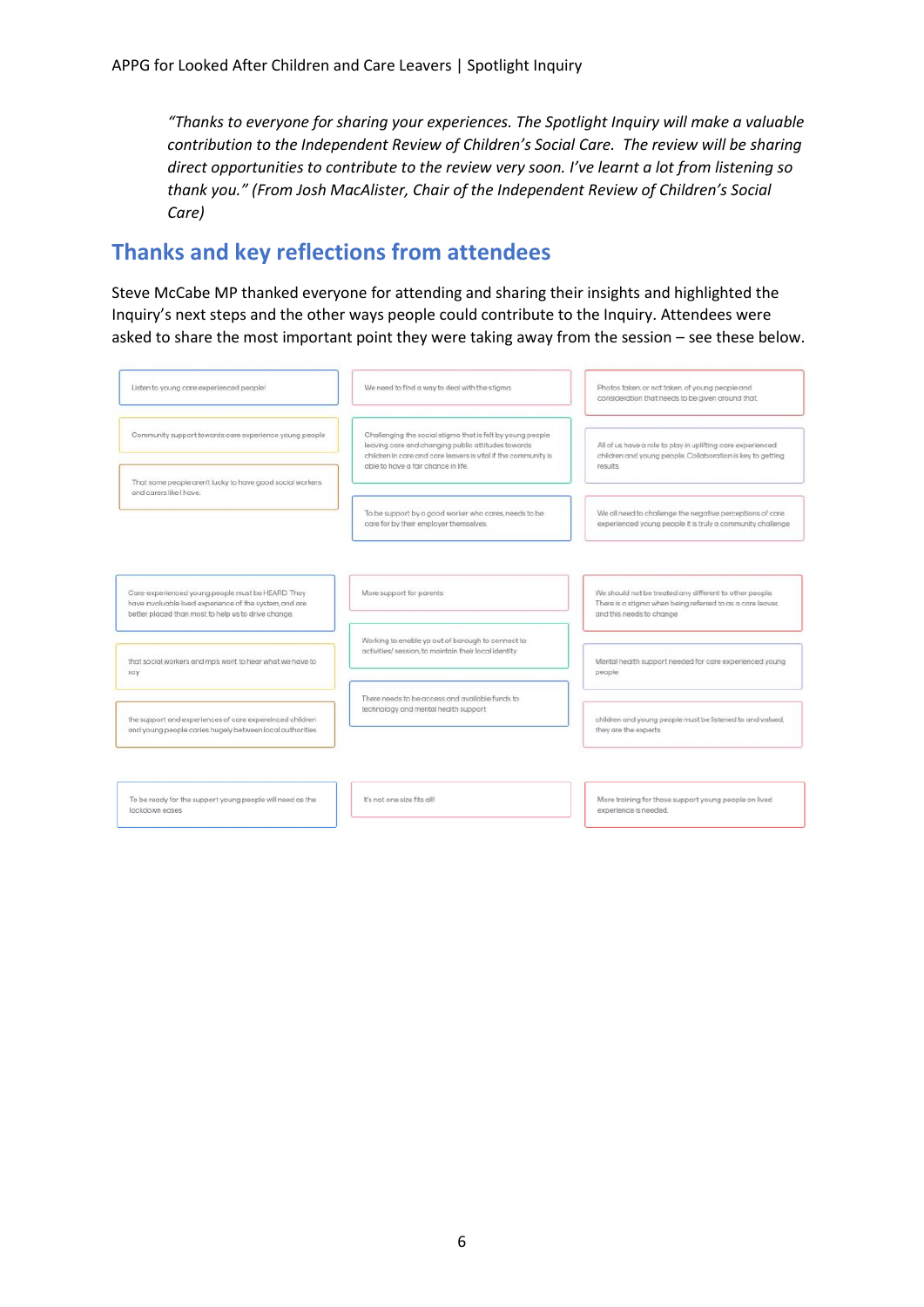*"Thanks to everyone for sharing your experiences. The Spotlight Inquiry will make a valuable contribution to the Independent Review of Children's Social Care. The review will be sharing direct opportunities to contribute to the review very soon. I've learnt a lot from listening so thank you." (From Josh MacAlister, Chair of the Independent Review of Children's Social Care)*

## Thanks and key reflections from attendees

Steve McCabe MP thanked everyone for attending and sharing their insights and highlighted the Inquiry's next steps and the other ways people could contribute to the Inquiry. Attendees were asked to share the most important point they were taking away from the session – see these below.

- Listen to young care experienced people!
- Community support towards care experience young people
- That some people aren't lucky to have good social workers and carers like I have.
- We need to find a way to deal with the stigma
- Challenging the social stigma that is felt by young people leaving care and changing public attitudes towards children in care and care leavers is vital if the community is able to have a fair chance in life.
- To be support by a good worker who cares, needs to be care for by their employer themselves.
- Photos taken, or not taken, of young people and consideration that needs to be given around that.
- All of us have a role to play in uplifting care experienced children and young people. Collaboration is key to getting results
- We all need to challenge the negative perceptions of care experienced young people it is truly a community challenge
- Care-experienced young people must be HEARD. They have invaluable lived experience of the system, and are better placed than most to help us to drive change.
- that social workers and mps want to hear what we have to say
- the support and experiences of care expereinced children and young people caries hugely between local authorities
- More support for parents
- Working to enable yp out of borough to connect to activities/ session, to maintain their local identity
- There needs to be access and available funds to technology and mental health support
- We should not be treated any different to other people. There is a stigma when being referred to as a care leaver, and this needs to change
- Mental health support needed for care experienced young people
- children and young people must be listened to and valued, they are the experts
- To be ready for the support young people will need as the lockdown eases
- It's not one size fits all!
- More training for those support young people on lived experience is needed.